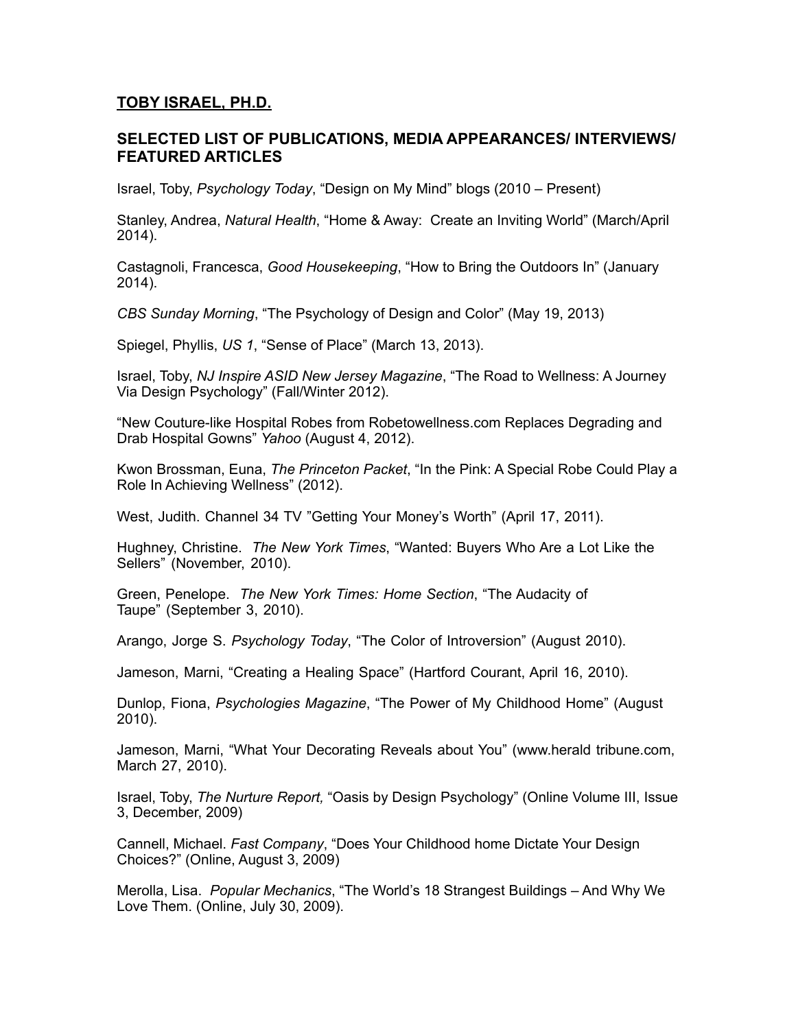## **TOBY ISRAEL, PH.D.**

### **SELECTED LIST OF PUBLICATIONS, MEDIA APPEARANCES/ INTERVIEWS/ FEATURED ARTICLES**

Israel, Toby, *Psychology Today*, "Design on My Mind" blogs (2010 – Present)

Stanley, Andrea, *Natural Health*, "Home & Away: Create an Inviting World" (March/April 2014).

Castagnoli, Francesca, *Good Housekeeping*, "How to Bring the Outdoors In" (January 2014).

*CBS Sunday Morning*, "The Psychology of Design and Color" (May 19, 2013)

Spiegel, Phyllis, *US 1*, "Sense of Place" (March 13, 2013).

Israel, Toby, *NJ Inspire ASID New Jersey Magazine*, "The Road to Wellness: A Journey Via Design Psychology" (Fall/Winter 2012).

"New Couture-like Hospital Robes from Robetowellness.com Replaces Degrading and Drab Hospital Gowns" *Yahoo* (August 4, 2012).

Kwon Brossman, Euna, *The Princeton Packet*, "In the Pink: A Special Robe Could Play a Role In Achieving Wellness" (2012).

West, Judith. Channel 34 TV "Getting Your Money's Worth" (April 17, 2011).

Hughney, Christine. *The New York Times*, "Wanted: Buyers Who Are a Lot Like the Sellers" (November, 2010).

Green, Penelope. *The New York Times: Home Section*, "The Audacity of Taupe" (September 3, 2010).

Arango, Jorge S. *Psychology Today*, "The Color of Introversion" (August 2010).

Jameson, Marni, "Creating a Healing Space" (Hartford Courant, April 16, 2010).

Dunlop, Fiona, *Psychologies Magazine*, "The Power of My Childhood Home" (August 2010).

Jameson, Marni, "What Your Decorating Reveals about You" (www.herald tribune.com, March 27, 2010).

Israel, Toby, *The Nurture Report,* "Oasis by Design Psychology" (Online Volume III, Issue 3, December, 2009)

Cannell, Michael. *Fast Company*, "Does Your Childhood home Dictate Your Design Choices?" (Online, August 3, 2009)

Merolla, Lisa. *Popular Mechanics*, "The World's 18 Strangest Buildings – And Why We Love Them. (Online, July 30, 2009).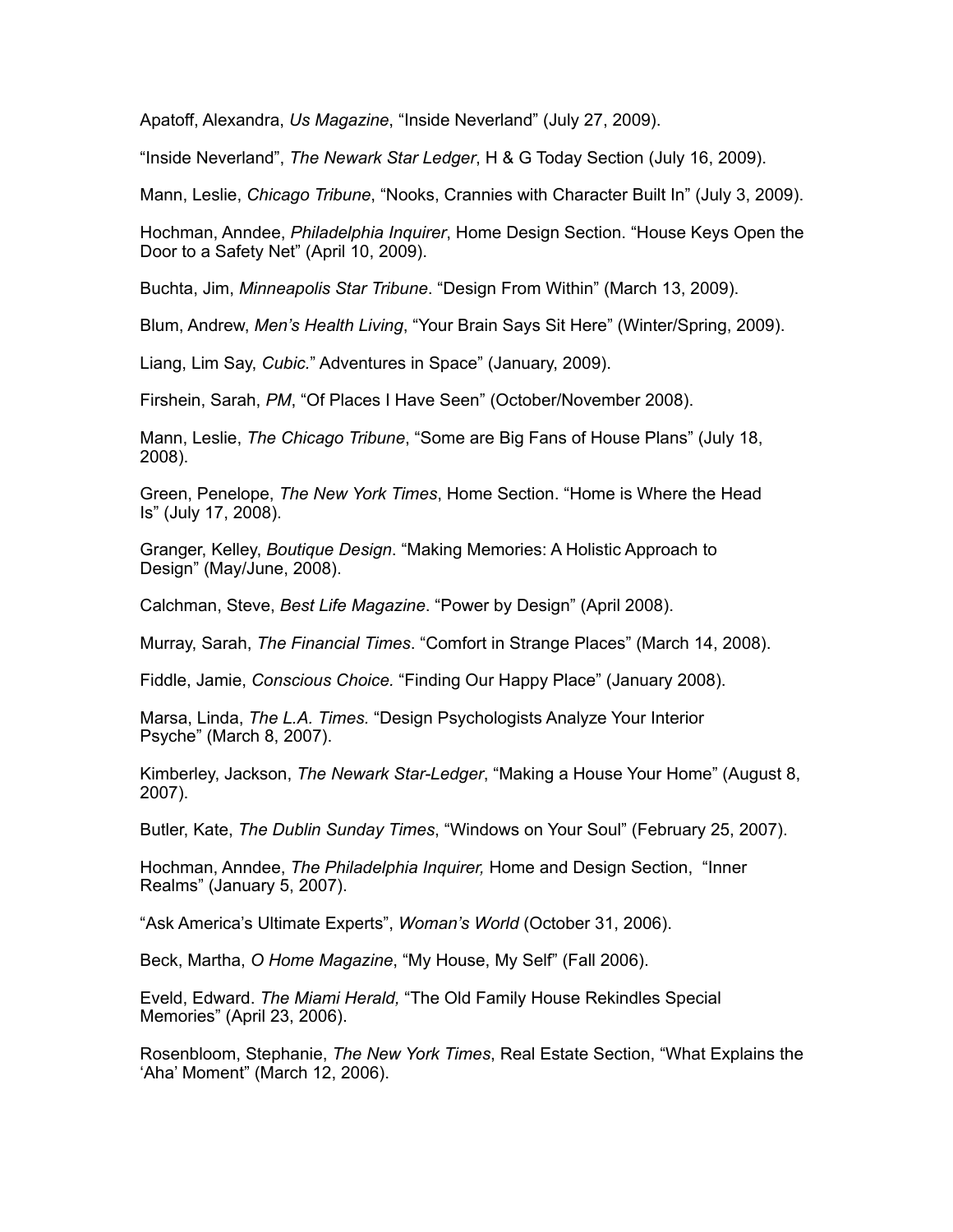Apatoff, Alexandra, *Us Magazine*, “Inside Neverland” (July 27, 2009).

“Inside Neverland”, *The Newark Star Ledger*, H & G Today Section (July 16, 2009).

Mann, Leslie, *Chicago Tribune*, “Nooks, Crannies with Character Built In” (July 3, 2009).

Hochman, Anndee, *Philadelphia Inquirer*, Home Design Section. “House Keys Open the Door to a Safety Net” (April 10, 2009).

Buchta, Jim, *Minneapolis Star Tribune*. “Design From Within” (March 13, 2009).

Blum, Andrew, *Men’s Health Living*, “Your Brain Says Sit Here” (Winter/Spring, 2009).

Liang, Lim Say, *Cubic*.” Adventures in Space” (January, 2009).

Firshein, Sarah, *PM*, “Of Places I Have Seen” (October/November 2008).

Mann, Leslie, *The Chicago Tribune*, “Some are Big Fans of House Plans” (July 18, 2008).

Green, Penelope, *The New York Times*, Home Section. “Home is Where the Head Is” (July 17, 2008).

Granger, Kelley, *Boutique Design*. “Making Memories: A Holistic Approach to Design” (May/June, 2008).

Calchman, Steve, *Best Life Magazine*. “Power by Design” (April 2008).

Murray, Sarah, *The Financial Times*. “Comfort in Strange Places” (March 14, 2008).

Fiddle, Jamie, *Conscious Choice.* “Finding Our Happy Place” (January 2008).

Marsa, Linda, *The L.A. Times.* “Design Psychologists Analyze Your Interior Psyche” (March 8, 2007).

Kimberley, Jackson, *The Newark Star-Ledger*, “Making a House Your Home” (August 8, 2007).

Butler, Kate, *The Dublin Sunday Times*, “Windows on Your Soul” (February 25, 2007).

Hochman, Anndee, *The Philadelphia Inquirer,* Home and Design Section, “Inner Realms” (January 5, 2007).

“Ask America’s Ultimate Experts”, *Woman’s World* (October 31, 2006).

Beck, Martha, *O Home Magazine*, “My House, My Self” (Fall 2006).

Eveld, Edward. *The Miami Herald,* “The Old Family House Rekindles Special Memories” (April 23, 2006).

Rosenbloom, Stephanie, *The New York Times*, Real Estate Section, “What Explains the ‘Aha’ Moment” (March 12, 2006).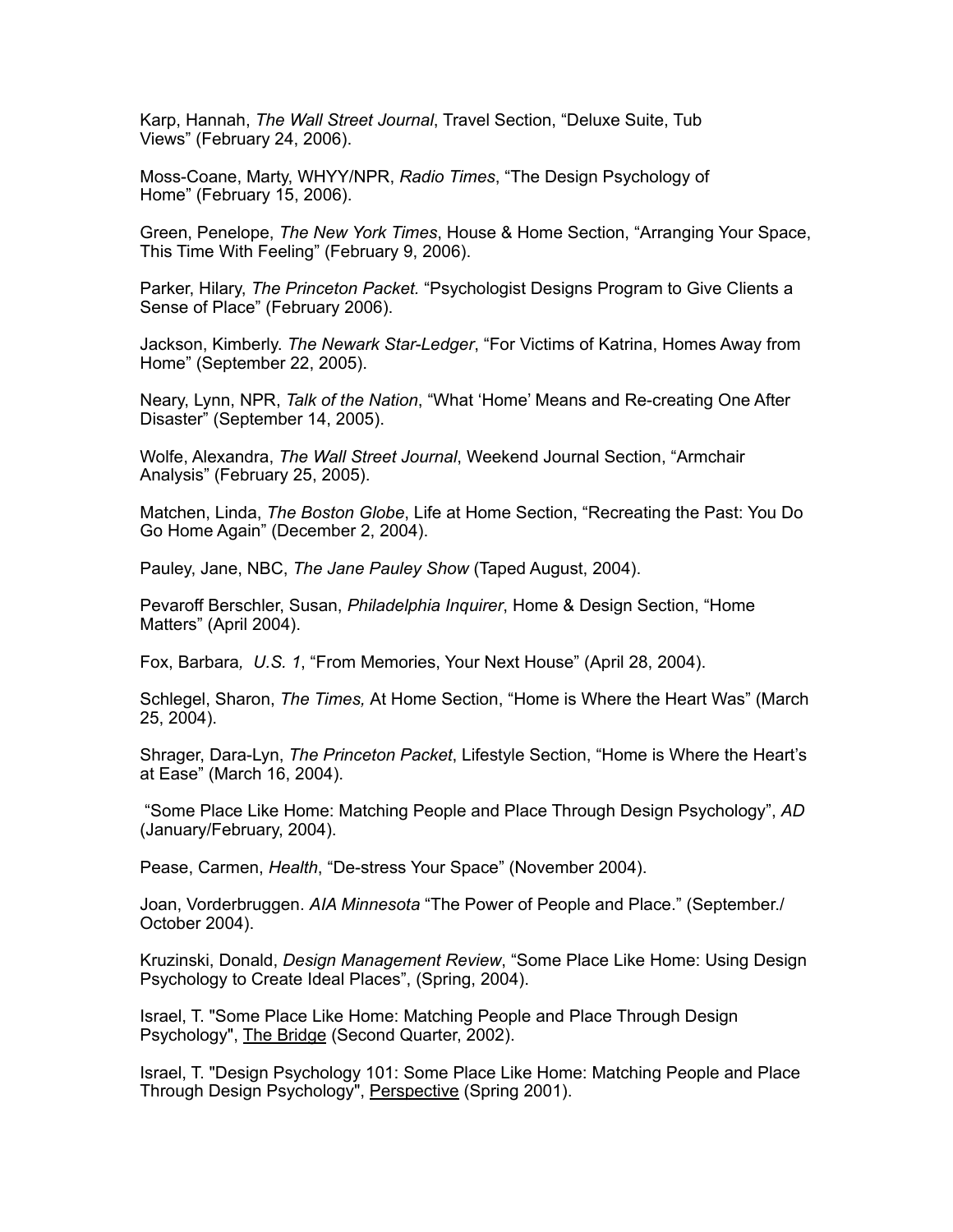Karp, Hannah, *The Wall Street Journal*, Travel Section, “Deluxe Suite, Tub Views” (February 24, 2006).

Moss-Coane, Marty, WHYY/NPR, *Radio Times*, “The Design Psychology of Home” (February 15, 2006).

Green, Penelope, *The New York Times*, House & Home Section, “Arranging Your Space, This Time With Feeling” (February 9, 2006).

Parker, Hilary, *The Princeton Packet.* “Psychologist Designs Program to Give Clients a Sense of Place” (February 2006).

Jackson, Kimberly. *The Newark Star-Ledger*, “For Victims of Katrina, Homes Away from Home” (September 22, 2005).

Neary, Lynn, NPR, *Talk of the Nation*, “What ‘Home’ Means and Re-creating One After Disaster” (September 14, 2005).

Wolfe, Alexandra, *The Wall Street Journal*, Weekend Journal Section, “Armchair Analysis” (February 25, 2005).

Matchen, Linda, *The Boston Globe*, Life at Home Section, “Recreating the Past: You Do Go Home Again” (December 2, 2004).

Pauley, Jane, NBC, *The Jane Pauley Show* (Taped August, 2004).

Pevaroff Berschler, Susan, *Philadelphia Inquirer*, Home & Design Section, “Home Matters” (April 2004).

Fox, Barbara*, U.S. 1*, “From Memories, Your Next House” (April 28, 2004).

Schlegel, Sharon, *The Times,* At Home Section, “Home is Where the Heart Was” (March 25, 2004).

Shrager, Dara-Lyn, *The Princeton Packet*, Lifestyle Section, “Home is Where the Heart’s at Ease” (March 16, 2004).

“Some Place Like Home: Matching People and Place Through Design Psychology”, *AD* (January/February, 2004).

Pease, Carmen, *Health*, “De-stress Your Space” (November 2004).

Joan, Vorderbruggen. *AIA Minnesota* “The Power of People and Place.” (September./ October 2004).

Kruzinski, Donald, *Design Management Review*, “Some Place Like Home: Using Design Psychology to Create Ideal Places”, (Spring, 2004).

Israel, T. "Some Place Like Home: Matching People and Place Through Design Psychology", The Bridge (Second Quarter, 2002).

Israel, T. "Design Psychology 101: Some Place Like Home: Matching People and Place Through Design Psychology", Perspective (Spring 2001).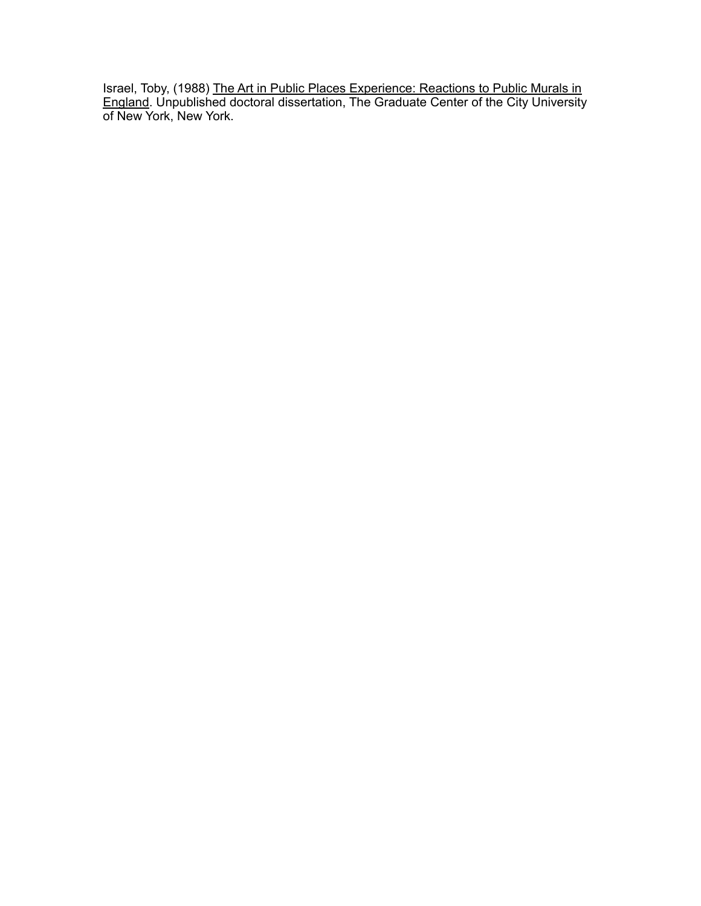Israel, Toby, (1988) <u>The Art in Public Places Experience: Reactions to Public Murals in England</u>. Unpublished doctoral dissertation, The Graduate Center of the City University of New York, New York.